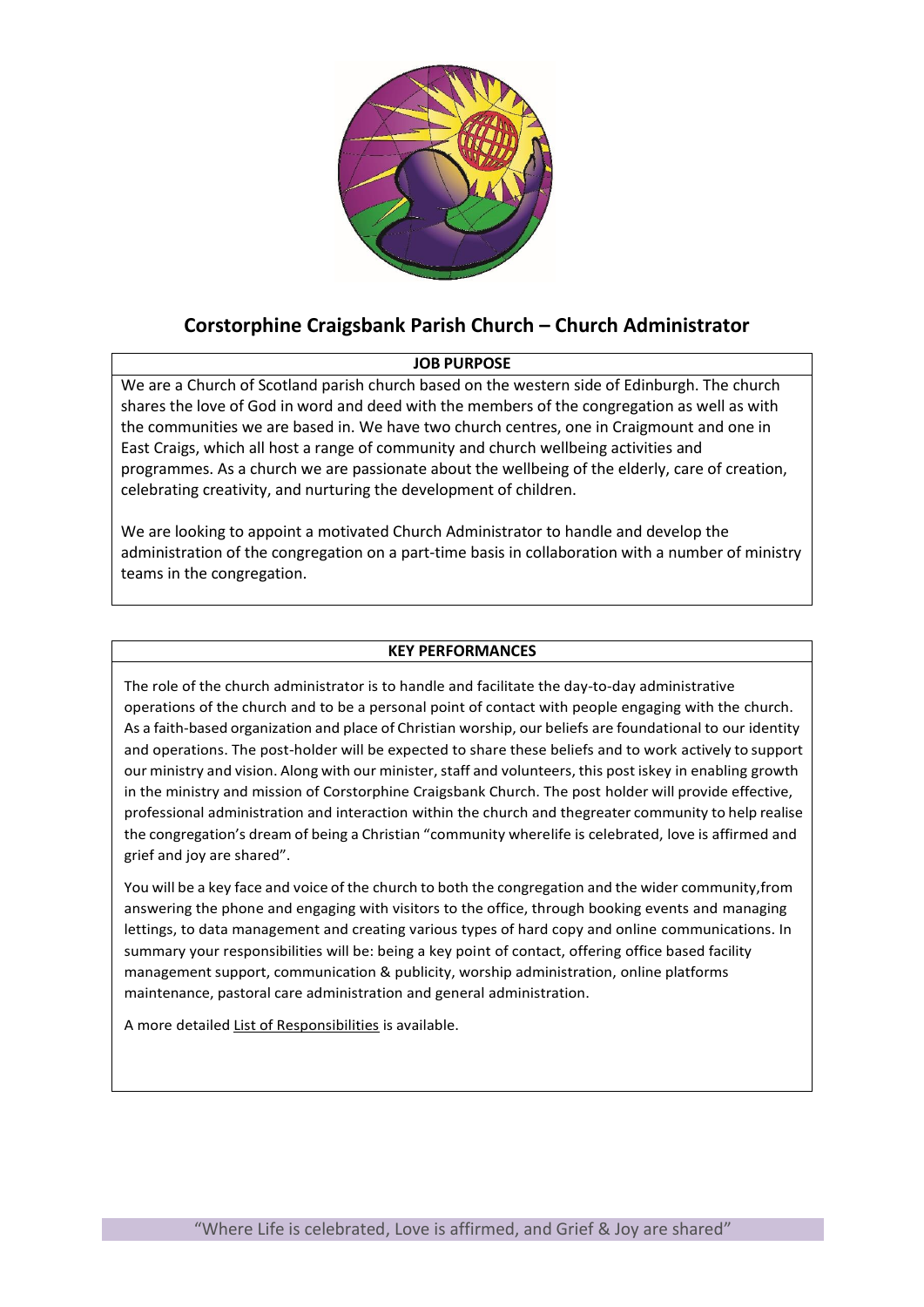# Corstorphine Craigsbank Parish Church – Church Administrator

**JOB PURPOSE**

We are a Church of Scotland parish church based on the western side of Edinburgh. The church shares the love of God in word and deed with the members of the congregation as well as with the communities we are based in. We have two church centres, one in Craigmount and one in East Craigs, which all host a range of community and church wellbeing activities and programmes. As a church we are passionate about the wellbeing of the elderly, care of creation, celebrating creativity, and nurturing the development of children.

We are looking to appoint a motivated Church Administrator to handle and develop the administration of the congregation on a part-time basis in collaboration with a number of ministry teams in the congregation.

**KEY PERFORMANCES**

The role of the church administrator is to handle and facilitate the day-to-day administrative operations of the church and to be a personal point of contact with people engaging with the church. As a faith-based organization and place of Christian worship, our beliefs are foundational to our identity and operations. The post-holder will be expected to share these beliefs and to work actively to support our ministry and vision. Along with our minister, staff and volunteers, this post iskey in enabling growth in the ministry and mission of Corstorphine Craigsbank Church. The post holder will provide effective, professional administration and interaction within the church and thegreater community to help realise the congregation's dream of being a Christian "community wherelife is celebrated, love is affirmed and grief and joy are shared".

You will be a key face and voice of the church to both the congregation and the wider community,from answering the phone and engaging with visitors to the office, through booking events and managing lettings, to data management and creating various types of hard copy and online communications. In summary your responsibilities will be: being a key point of contact, offering office based facility management support, communication & publicity, worship administration, online platforms maintenance, pastoral care administration and general administration.

A more detailed List of Responsibilities is available.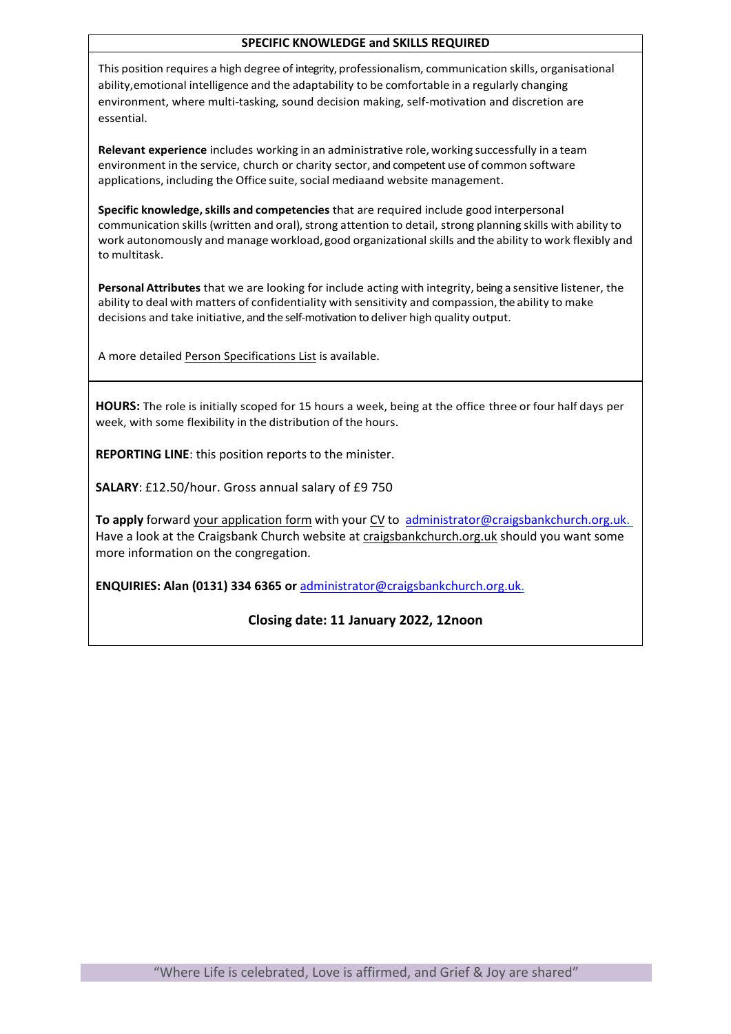## SPECIFIC KNOWLEDGE and SKILLS REQUIRED

This position requires a high degree of integrity, professionalism, communication skills, organisational ability,emotional intelligence and the adaptability to be comfortable in a regularly changing environment, where multi-tasking, sound decision making, self-motivation and discretion are essential.

**Relevant experience** includes working in an administrative role, working successfully in a team environment in the service, church or charity sector, and competent use of common software applications, including the Office suite, social mediaand website management.

**Specific knowledge, skills and competencies** that are required include good interpersonal communication skills (written and oral), strong attention to detail, strong planning skills with ability to work autonomously and manage workload, good organizational skills and the ability to work flexibly and to multitask.

**Personal Attributes** that we are looking for include acting with integrity, being a sensitive listener, the ability to deal with matters of confidentiality with sensitivity and compassion, the ability to make decisions and take initiative, and the self-motivation to deliver high quality output.

A more detailed Person Specifications List is available.

**HOURS:** The role is initially scoped for 15 hours a week, being at the office three or four half days per week, with some flexibility in the distribution of the hours.

**REPORTING LINE**: this position reports to the minister.

**SALARY**: £12.50/hour. Gross annual salary of £9 750

**To apply** forward your application form with your CV to administrator@craigsbankchurch.org.uk. Have a look at the Craigsbank Church website at craigsbankchurch.org.uk should you want some more information on the congregation.

**ENQUIRIES: Alan (0131) 334 6365 or** administrator@craigsbankchurch.org.uk.

**Closing date: 11 January 2022, 12noon**

"Where Life is celebrated, Love is affirmed, and Grief & Joy are shared"